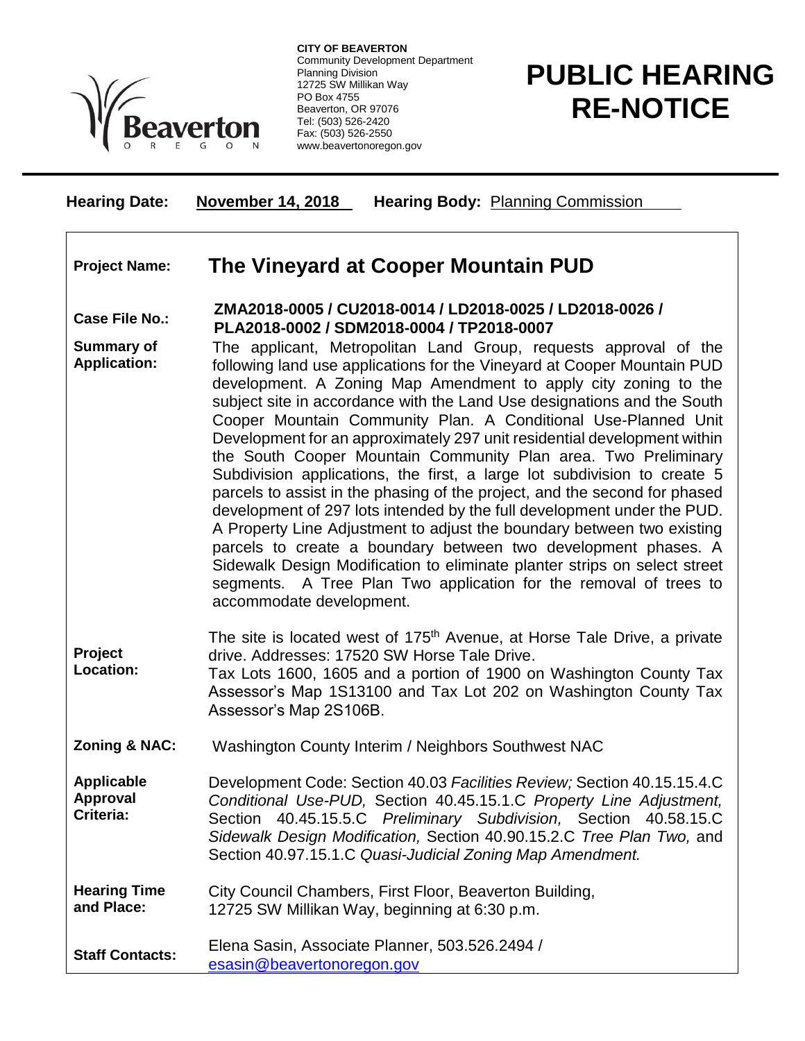**CITY OF BEAVERTON**
Community Development Department
Planning Division
12725 SW Millikan Way
PO Box 4755
Beaverton, OR 97076
Tel: (503) 526-2420
Fax: (503) 526-2550
www.beavertonoregon.gov

# PUBLIC HEARING RE-NOTICE

**Hearing Date:** **November 14, 2018** **Hearing Body:** Planning Commission

| | |
|---|---|
| **Project Name:** | **The Vineyard at Cooper Mountain PUD** |
| **Case File No.:** | **ZMA2018-0005 / CU2018-0014 / LD2018-0025 / LD2018-0026 / PLA2018-0002 / SDM2018-0004 / TP2018-0007** |
| **Summary of Application:** | The applicant, Metropolitan Land Group, requests approval of the following land use applications for the Vineyard at Cooper Mountain PUD development. A Zoning Map Amendment to apply city zoning to the subject site in accordance with the Land Use designations and the South Cooper Mountain Community Plan. A Conditional Use-Planned Unit Development for an approximately 297 unit residential development within the South Cooper Mountain Community Plan area. Two Preliminary Subdivision applications, the first, a large lot subdivision to create 5 parcels to assist in the phasing of the project, and the second for phased development of 297 lots intended by the full development under the PUD. A Property Line Adjustment to adjust the boundary between two existing parcels to create a boundary between two development phases. A Sidewalk Design Modification to eliminate planter strips on select street segments. A Tree Plan Two application for the removal of trees to accommodate development. |
| **Project Location:** | The site is located west of 175th Avenue, at Horse Tale Drive, a private drive. Addresses: 17520 SW Horse Tale Drive. Tax Lots 1600, 1605 and a portion of 1900 on Washington County Tax Assessor's Map 1S13100 and Tax Lot 202 on Washington County Tax Assessor's Map 2S106B. |
| **Zoning & NAC:** | Washington County Interim / Neighbors Southwest NAC |
| **Applicable Approval Criteria:** | Development Code: Section 40.03 *Facilities Review;* Section 40.15.15.4.C *Conditional Use-PUD,* Section 40.45.15.1.C *Property Line Adjustment,* Section 40.45.15.5.C *Preliminary Subdivision,* Section 40.58.15.C *Sidewalk Design Modification,* Section 40.90.15.2.C *Tree Plan Two,* and Section 40.97.15.1.C *Quasi-Judicial Zoning Map Amendment.* |
| **Hearing Time and Place:** | City Council Chambers, First Floor, Beaverton Building, 12725 SW Millikan Way, beginning at 6:30 p.m. |
| **Staff Contacts:** | Elena Sasin, Associate Planner, 503.526.2494 / esasin@beavertonoregon.gov |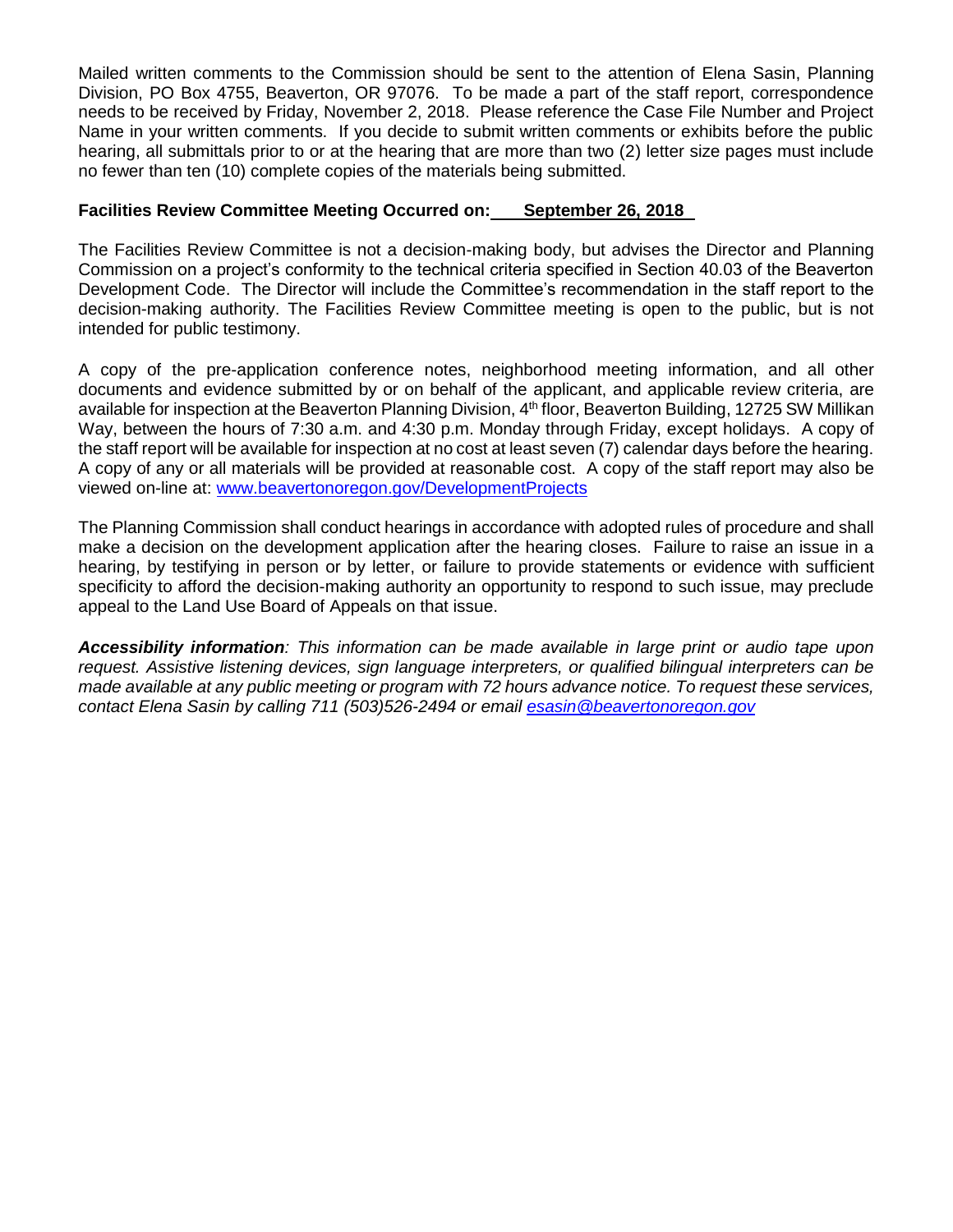Mailed written comments to the Commission should be sent to the attention of Elena Sasin, Planning Division, PO Box 4755, Beaverton, OR 97076. To be made a part of the staff report, correspondence needs to be received by Friday, November 2, 2018. Please reference the Case File Number and Project Name in your written comments. If you decide to submit written comments or exhibits before the public hearing, all submittals prior to or at the hearing that are more than two (2) letter size pages must include no fewer than ten (10) complete copies of the materials being submitted.

**Facilities Review Committee Meeting Occurred on: September 26, 2018**

The Facilities Review Committee is not a decision-making body, but advises the Director and Planning Commission on a project's conformity to the technical criteria specified in Section 40.03 of the Beaverton Development Code. The Director will include the Committee's recommendation in the staff report to the decision-making authority. The Facilities Review Committee meeting is open to the public, but is not intended for public testimony.

A copy of the pre-application conference notes, neighborhood meeting information, and all other documents and evidence submitted by or on behalf of the applicant, and applicable review criteria, are available for inspection at the Beaverton Planning Division, 4th floor, Beaverton Building, 12725 SW Millikan Way, between the hours of 7:30 a.m. and 4:30 p.m. Monday through Friday, except holidays. A copy of the staff report will be available for inspection at no cost at least seven (7) calendar days before the hearing. A copy of any or all materials will be provided at reasonable cost. A copy of the staff report may also be viewed on-line at: www.beavertonoregon.gov/DevelopmentProjects

The Planning Commission shall conduct hearings in accordance with adopted rules of procedure and shall make a decision on the development application after the hearing closes. Failure to raise an issue in a hearing, by testifying in person or by letter, or failure to provide statements or evidence with sufficient specificity to afford the decision-making authority an opportunity to respond to such issue, may preclude appeal to the Land Use Board of Appeals on that issue.

***Accessibility information**: This information can be made available in large print or audio tape upon request. Assistive listening devices, sign language interpreters, or qualified bilingual interpreters can be made available at any public meeting or program with 72 hours advance notice. To request these services, contact Elena Sasin by calling 711 (503)526-2494 or email esasin@beavertonoregon.gov*